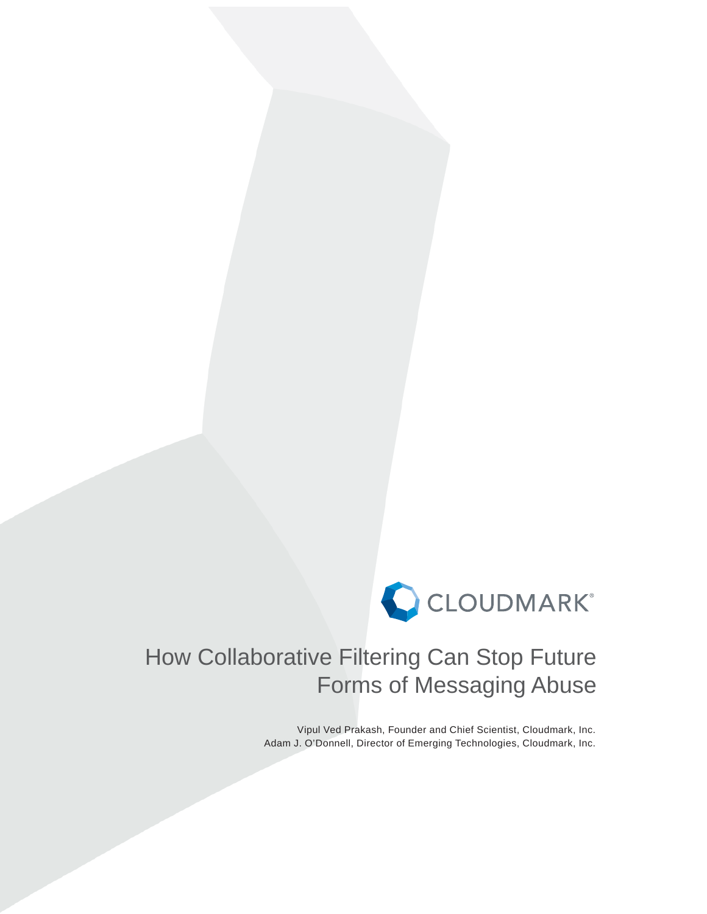CLOUDMARK®

# How Collaborative Filtering Can Stop Future Forms of Messaging Abuse

Vipul Ved Prakash, Founder and Chief Scientist, Cloudmark, Inc.
Adam J. O'Donnell, Director of Emerging Technologies, Cloudmark, Inc.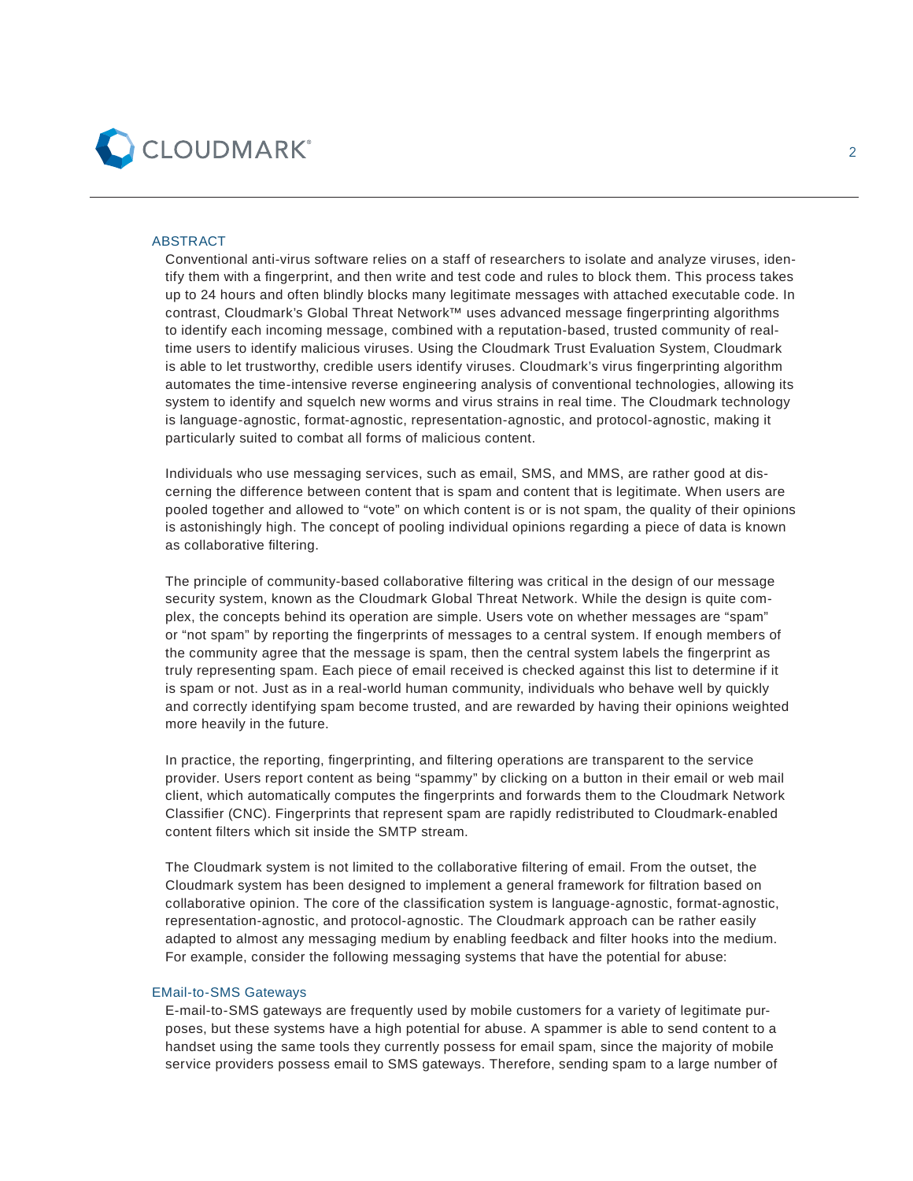## ABSTRACT

Conventional anti-virus software relies on a staff of researchers to isolate and analyze viruses, identify them with a fingerprint, and then write and test code and rules to block them. This process takes up to 24 hours and often blindly blocks many legitimate messages with attached executable code. In contrast, Cloudmark's Global Threat Network™ uses advanced message fingerprinting algorithms to identify each incoming message, combined with a reputation-based, trusted community of real-time users to identify malicious viruses. Using the Cloudmark Trust Evaluation System, Cloudmark is able to let trustworthy, credible users identify viruses. Cloudmark's virus fingerprinting algorithm automates the time-intensive reverse engineering analysis of conventional technologies, allowing its system to identify and squelch new worms and virus strains in real time. The Cloudmark technology is language-agnostic, format-agnostic, representation-agnostic, and protocol-agnostic, making it particularly suited to combat all forms of malicious content.

Individuals who use messaging services, such as email, SMS, and MMS, are rather good at discerning the difference between content that is spam and content that is legitimate. When users are pooled together and allowed to "vote" on which content is or is not spam, the quality of their opinions is astonishingly high. The concept of pooling individual opinions regarding a piece of data is known as collaborative filtering.

The principle of community-based collaborative filtering was critical in the design of our message security system, known as the Cloudmark Global Threat Network. While the design is quite complex, the concepts behind its operation are simple. Users vote on whether messages are "spam" or "not spam" by reporting the fingerprints of messages to a central system. If enough members of the community agree that the message is spam, then the central system labels the fingerprint as truly representing spam. Each piece of email received is checked against this list to determine if it is spam or not. Just as in a real-world human community, individuals who behave well by quickly and correctly identifying spam become trusted, and are rewarded by having their opinions weighted more heavily in the future.

In practice, the reporting, fingerprinting, and filtering operations are transparent to the service provider. Users report content as being "spammy" by clicking on a button in their email or web mail client, which automatically computes the fingerprints and forwards them to the Cloudmark Network Classifier (CNC). Fingerprints that represent spam are rapidly redistributed to Cloudmark-enabled content filters which sit inside the SMTP stream.

The Cloudmark system is not limited to the collaborative filtering of email. From the outset, the Cloudmark system has been designed to implement a general framework for filtration based on collaborative opinion. The core of the classification system is language-agnostic, format-agnostic, representation-agnostic, and protocol-agnostic. The Cloudmark approach can be rather easily adapted to almost any messaging medium by enabling feedback and filter hooks into the medium. For example, consider the following messaging systems that have the potential for abuse:

### EMail-to-SMS Gateways

E-mail-to-SMS gateways are frequently used by mobile customers for a variety of legitimate purposes, but these systems have a high potential for abuse. A spammer is able to send content to a handset using the same tools they currently possess for email spam, since the majority of mobile service providers possess email to SMS gateways. Therefore, sending spam to a large number of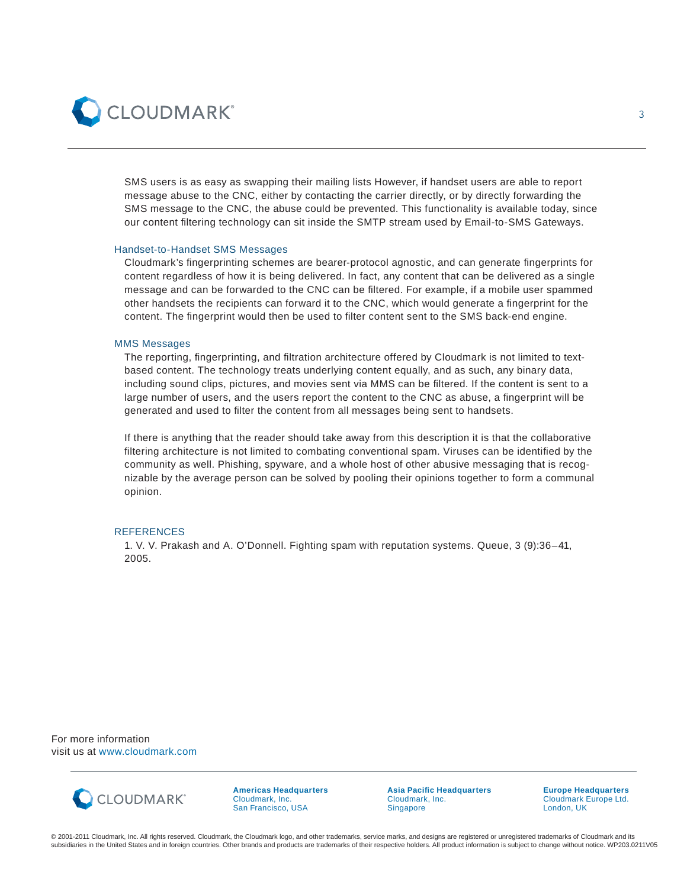SMS users is as easy as swapping their mailing lists However, if handset users are able to report message abuse to the CNC, either by contacting the carrier directly, or by directly forwarding the SMS message to the CNC, the abuse could be prevented. This functionality is available today, since our content filtering technology can sit inside the SMTP stream used by Email-to-SMS Gateways.

### Handset-to-Handset SMS Messages

Cloudmark's fingerprinting schemes are bearer-protocol agnostic, and can generate fingerprints for content regardless of how it is being delivered. In fact, any content that can be delivered as a single message and can be forwarded to the CNC can be filtered. For example, if a mobile user spammed other handsets the recipients can forward it to the CNC, which would generate a fingerprint for the content. The fingerprint would then be used to filter content sent to the SMS back-end engine.

### MMS Messages

The reporting, fingerprinting, and filtration architecture offered by Cloudmark is not limited to text-based content. The technology treats underlying content equally, and as such, any binary data, including sound clips, pictures, and movies sent via MMS can be filtered. If the content is sent to a large number of users, and the users report the content to the CNC as abuse, a fingerprint will be generated and used to filter the content from all messages being sent to handsets.

If there is anything that the reader should take away from this description it is that the collaborative filtering architecture is not limited to combating conventional spam. Viruses can be identified by the community as well. Phishing, spyware, and a whole host of other abusive messaging that is recognizable by the average person can be solved by pooling their opinions together to form a communal opinion.

## REFERENCES

1. V. V. Prakash and A. O'Donnell. Fighting spam with reputation systems. Queue, 3 (9):36–41, 2005.

For more information
visit us at www.cloudmark.com

**Americas Headquarters**
Cloudmark, Inc.
San Francisco, USA

**Asia Pacific Headquarters**
Cloudmark, Inc.
Singapore

**Europe Headquarters**
Cloudmark Europe Ltd.
London, UK

© 2001-2011 Cloudmark, Inc. All rights reserved. Cloudmark, the Cloudmark logo, and other trademarks, service marks, and designs are registered or unregistered trademarks of Cloudmark and its subsidiaries in the United States and in foreign countries. Other brands and products are trademarks of their respective holders. All product information is subject to change without notice. WP203.0211V05